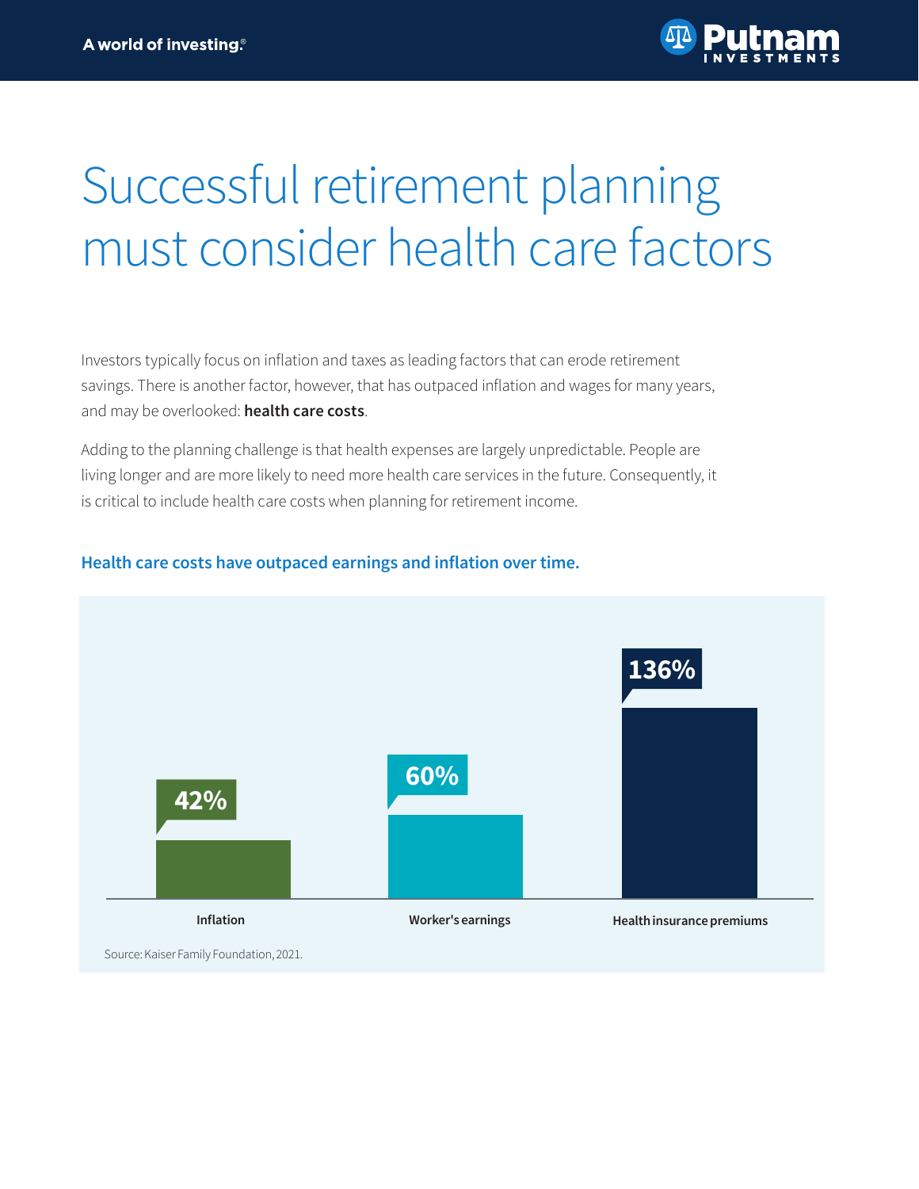# Successful retirement planning must consider health care factors

Investors typically focus on inflation and taxes as leading factors that can erode retirement savings. There is another factor, however, that has outpaced inflation and wages for many years, and may be overlooked: **health care costs**.

Adding to the planning challenge is that health expenses are largely unpredictable. People are living longer and are more likely to need more health care services in the future. Consequently, it is critical to include health care costs when planning for retirement income.

**Health care costs have outpaced earnings and inflation over time.**

| Inflation | Worker's earnings | Health insurance premiums |
|---|---|---|
| 42% | 60% | 136% |

Source: Kaiser Family Foundation, 2021.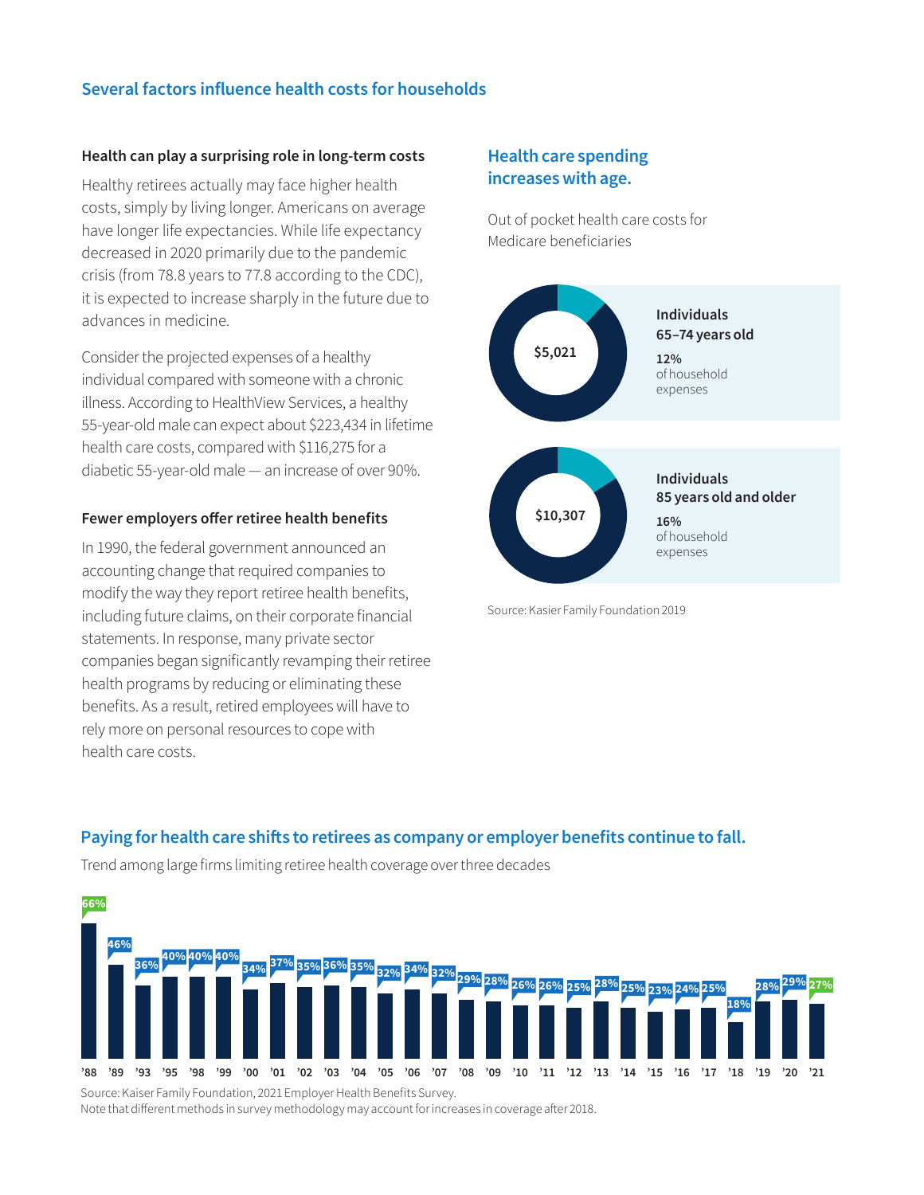## Several factors influence health costs for households

### Health can play a surprising role in long-term costs

Healthy retirees actually may face higher health costs, simply by living longer. Americans on average have longer life expectancies. While life expectancy decreased in 2020 primarily due to the pandemic crisis (from 78.8 years to 77.8 according to the CDC), it is expected to increase sharply in the future due to advances in medicine.

Consider the projected expenses of a healthy individual compared with someone with a chronic illness. According to HealthView Services, a healthy 55-year-old male can expect about $223,434 in lifetime health care costs, compared with $116,275 for a diabetic 55-year-old male — an increase of over 90%.

### Fewer employers offer retiree health benefits

In 1990, the federal government announced an accounting change that required companies to modify the way they report retiree health benefits, including future claims, on their corporate financial statements. In response, many private sector companies began significantly revamping their retiree health programs by reducing or eliminating these benefits. As a result, retired employees will have to rely more on personal resources to cope with health care costs.

### Health care spending increases with age.

Out of pocket health care costs for Medicare beneficiaries

| Group | Out of pocket costs | Share of household expenses |
|---|---|---|
| Individuals 65–74 years old | $5,021 | 12% of household expenses |
| Individuals 85 years old and older | $10,307 | 16% of household expenses |

Source: Kasier Family Foundation 2019

### Paying for health care shifts to retirees as company or employer benefits continue to fall.

Trend among large firms limiting retiree health coverage over three decades

| Year | '88 | '89 | '93 | '95 | '98 | '99 | '00 | '01 | '02 | '03 | '04 | '05 | '06 | '07 | '08 | '09 | '10 | '11 | '12 | '13 | '14 | '15 | '16 | '17 | '18 | '19 | '20 | '21 |
|---|---|---|---|---|---|---|---|---|---|---|---|---|---|---|---|---|---|---|---|---|---|---|---|---|---|---|---|---|
| % | 66% | 46% | 36% | 40% | 40% | 40% | 34% | 37% | 35% | 36% | 35% | 32% | 34% | 32% | 29% | 28% | 26% | 26% | 25% | 28% | 25% | 23% | 24% | 25% | 18% | 28% | 29% | 27% |

Source: Kaiser Family Foundation, 2021 Employer Health Benefits Survey.
Note that different methods in survey methodology may account for increases in coverage after 2018.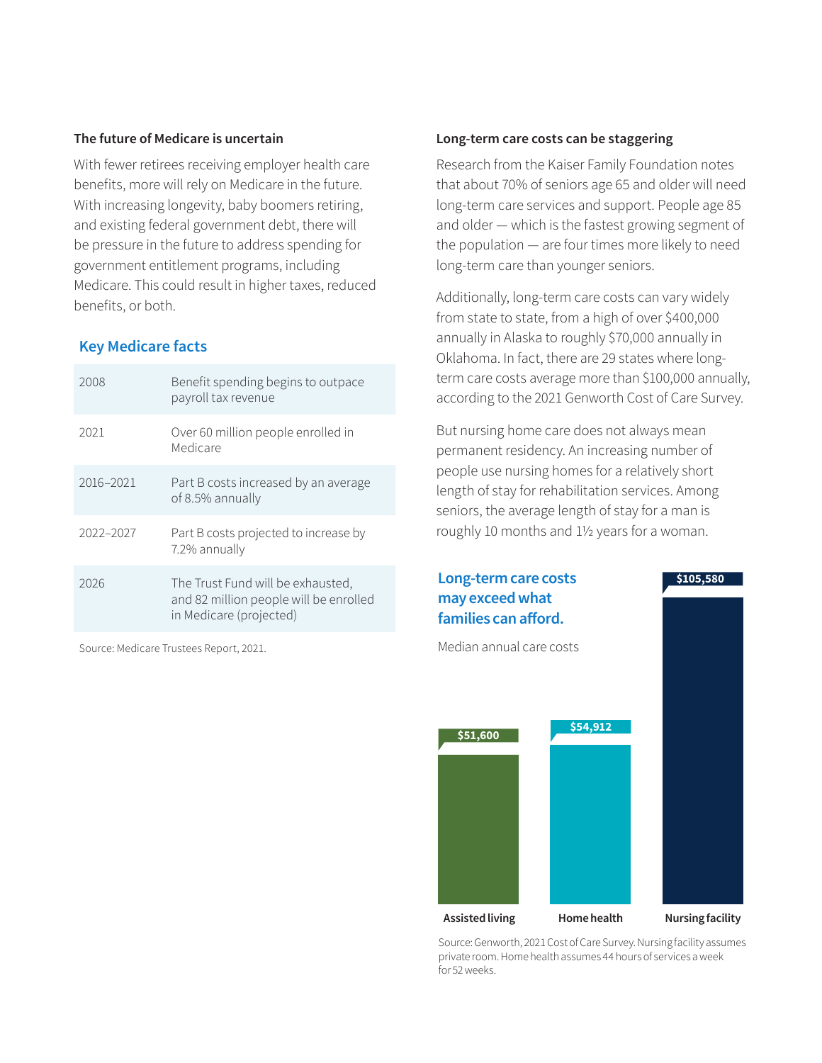### The future of Medicare is uncertain

With fewer retirees receiving employer health care benefits, more will rely on Medicare in the future. With increasing longevity, baby boomers retiring, and existing federal government debt, there will be pressure in the future to address spending for government entitlement programs, including Medicare. This could result in higher taxes, reduced benefits, or both.

## Key Medicare facts

| Year | Fact |
|---|---|
| 2008 | Benefit spending begins to outpace payroll tax revenue |
| 2021 | Over 60 million people enrolled in Medicare |
| 2016–2021 | Part B costs increased by an average of 8.5% annually |
| 2022–2027 | Part B costs projected to increase by 7.2% annually |
| 2026 | The Trust Fund will be exhausted, and 82 million people will be enrolled in Medicare (projected) |

Source: Medicare Trustees Report, 2021.

### Long-term care costs can be staggering

Research from the Kaiser Family Foundation notes that about 70% of seniors age 65 and older will need long-term care services and support. People age 85 and older — which is the fastest growing segment of the population — are four times more likely to need long-term care than younger seniors.

Additionally, long-term care costs can vary widely from state to state, from a high of over $400,000 annually in Alaska to roughly $70,000 annually in Oklahoma. In fact, there are 29 states where long-term care costs average more than $100,000 annually, according to the 2021 Genworth Cost of Care Survey.

But nursing home care does not always mean permanent residency. An increasing number of people use nursing homes for a relatively short length of stay for rehabilitation services. Among seniors, the average length of stay for a man is roughly 10 months and 1½ years for a woman.

## Long-term care costs may exceed what families can afford.

Median annual care costs

| Assisted living | Home health | Nursing facility |
|---|---|---|
| $51,600 | $54,912 | $105,580 |

Source: Genworth, 2021 Cost of Care Survey. Nursing facility assumes private room. Home health assumes 44 hours of services a week for 52 weeks.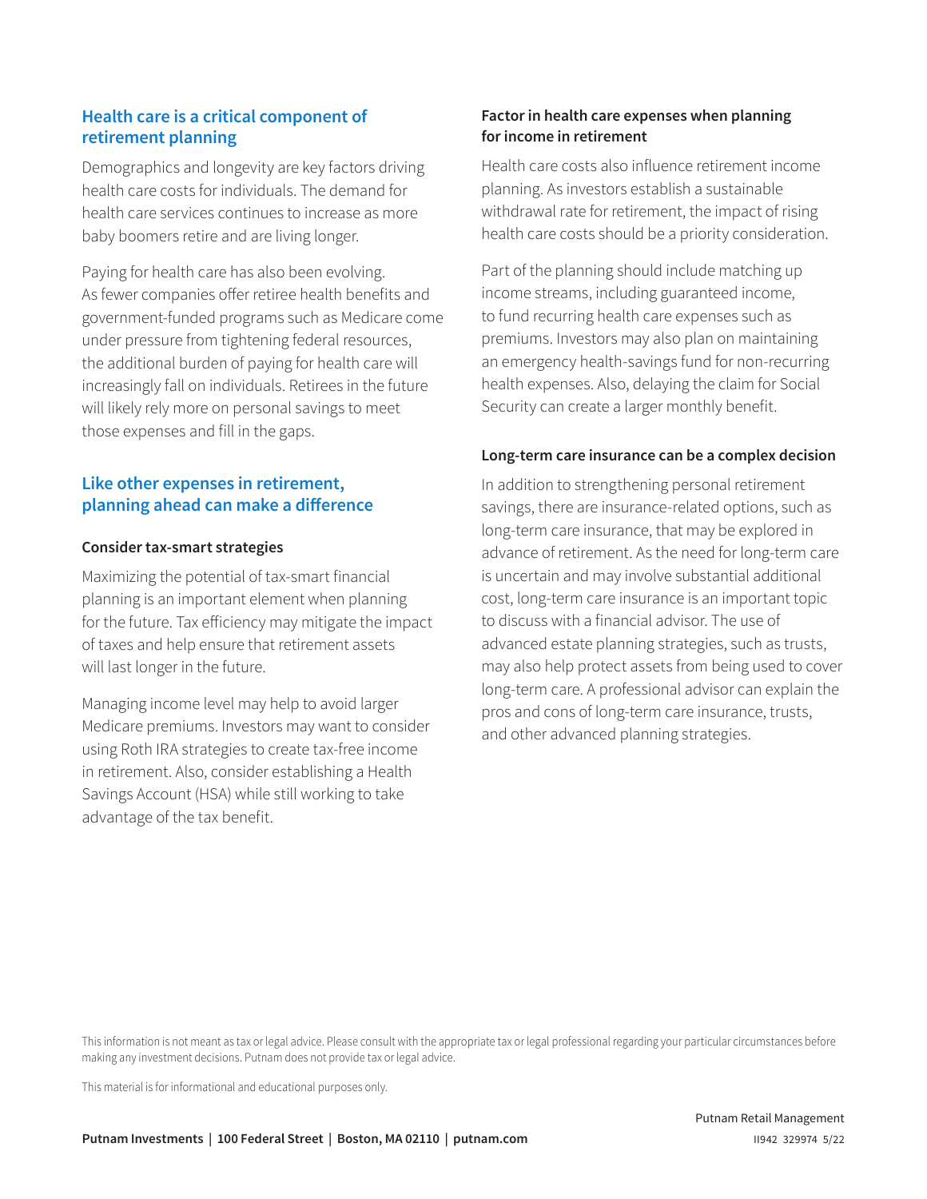## Health care is a critical component of retirement planning

Demographics and longevity are key factors driving health care costs for individuals. The demand for health care services continues to increase as more baby boomers retire and are living longer.

Paying for health care has also been evolving. As fewer companies offer retiree health benefits and government-funded programs such as Medicare come under pressure from tightening federal resources, the additional burden of paying for health care will increasingly fall on individuals. Retirees in the future will likely rely more on personal savings to meet those expenses and fill in the gaps.

## Like other expenses in retirement, planning ahead can make a difference

### Consider tax-smart strategies

Maximizing the potential of tax-smart financial planning is an important element when planning for the future. Tax efficiency may mitigate the impact of taxes and help ensure that retirement assets will last longer in the future.

Managing income level may help to avoid larger Medicare premiums. Investors may want to consider using Roth IRA strategies to create tax-free income in retirement. Also, consider establishing a Health Savings Account (HSA) while still working to take advantage of the tax benefit.

### Factor in health care expenses when planning for income in retirement

Health care costs also influence retirement income planning. As investors establish a sustainable withdrawal rate for retirement, the impact of rising health care costs should be a priority consideration.

Part of the planning should include matching up income streams, including guaranteed income, to fund recurring health care expenses such as premiums. Investors may also plan on maintaining an emergency health-savings fund for non-recurring health expenses. Also, delaying the claim for Social Security can create a larger monthly benefit.

### Long-term care insurance can be a complex decision

In addition to strengthening personal retirement savings, there are insurance-related options, such as long-term care insurance, that may be explored in advance of retirement. As the need for long-term care is uncertain and may involve substantial additional cost, long-term care insurance is an important topic to discuss with a financial advisor. The use of advanced estate planning strategies, such as trusts, may also help protect assets from being used to cover long-term care. A professional advisor can explain the pros and cons of long-term care insurance, trusts, and other advanced planning strategies.

This information is not meant as tax or legal advice. Please consult with the appropriate tax or legal professional regarding your particular circumstances before making any investment decisions. Putnam does not provide tax or legal advice.

This material is for informational and educational purposes only.

**Putnam Investments | 100 Federal Street | Boston, MA 02110 | putnam.com**

Putnam Retail Management

II942 329974 5/22